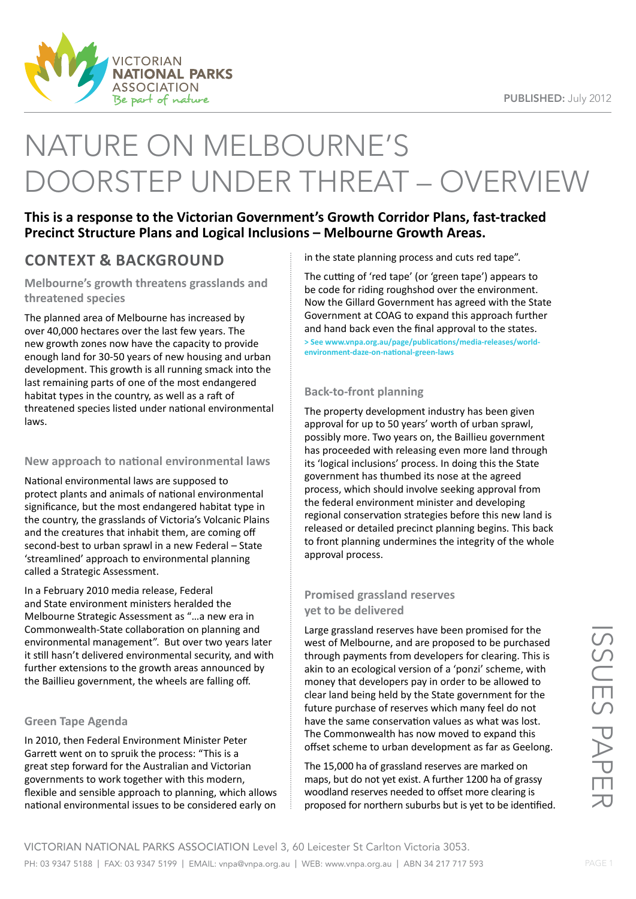VICTORIAN NATIONAL PARKS ASSOCIATION
Be part of nature

**PUBLISHED:** July 2012

# NATURE ON MELBOURNE'S DOORSTEP UNDER THREAT – OVERVIEW

**This is a response to the Victorian Government's Growth Corridor Plans, fast-tracked Precinct Structure Plans and Logical Inclusions – Melbourne Growth Areas.**

## CONTEXT & BACKGROUND

### Melbourne's growth threatens grasslands and threatened species

The planned area of Melbourne has increased by over 40,000 hectares over the last few years. The new growth zones now have the capacity to provide enough land for 30-50 years of new housing and urban development. This growth is all running smack into the last remaining parts of one of the most endangered habitat types in the country, as well as a raft of threatened species listed under national environmental laws.

### New approach to national environmental laws

National environmental laws are supposed to protect plants and animals of national environmental significance, but the most endangered habitat type in the country, the grasslands of Victoria's Volcanic Plains and the creatures that inhabit them, are coming off second-best to urban sprawl in a new Federal – State 'streamlined' approach to environmental planning called a Strategic Assessment.

In a February 2010 media release, Federal and State environment ministers heralded the Melbourne Strategic Assessment as "…a new era in Commonwealth-State collaboration on planning and environmental management". But over two years later it still hasn't delivered environmental security, and with further extensions to the growth areas announced by the Baillieu government, the wheels are falling off.

### Green Tape Agenda

In 2010, then Federal Environment Minister Peter Garrett went on to spruik the process: "This is a great step forward for the Australian and Victorian governments to work together with this modern, flexible and sensible approach to planning, which allows national environmental issues to be considered early on in the state planning process and cuts red tape".

The cutting of 'red tape' (or 'green tape') appears to be code for riding roughshod over the environment. Now the Gillard Government has agreed with the State Government at COAG to expand this approach further and hand back even the final approval to the states.

> See www.vnpa.org.au/page/publications/media-releases/world-environment-daze-on-national-green-laws

### Back-to-front planning

The property development industry has been given approval for up to 50 years' worth of urban sprawl, possibly more. Two years on, the Baillieu government has proceeded with releasing even more land through its 'logical inclusions' process. In doing this the State government has thumbed its nose at the agreed process, which should involve seeking approval from the federal environment minister and developing regional conservation strategies before this new land is released or detailed precinct planning begins. This back to front planning undermines the integrity of the whole approval process.

### Promised grassland reserves yet to be delivered

Large grassland reserves have been promised for the west of Melbourne, and are proposed to be purchased through payments from developers for clearing. This is akin to an ecological version of a 'ponzi' scheme, with money that developers pay in order to be allowed to clear land being held by the State government for the future purchase of reserves which many feel do not have the same conservation values as what was lost. The Commonwealth has now moved to expand this offset scheme to urban development as far as Geelong.

The 15,000 ha of grassland reserves are marked on maps, but do not yet exist. A further 1200 ha of grassy woodland reserves needed to offset more clearing is proposed for northern suburbs but is yet to be identified.

ISSUES PAPER

VICTORIAN NATIONAL PARKS ASSOCIATION Level 3, 60 Leicester St Carlton Victoria 3053.
PH: 03 9347 5188 | FAX: 03 9347 5199 | EMAIL: vnpa@vnpa.org.au | WEB: www.vnpa.org.au | ABN 34 217 717 593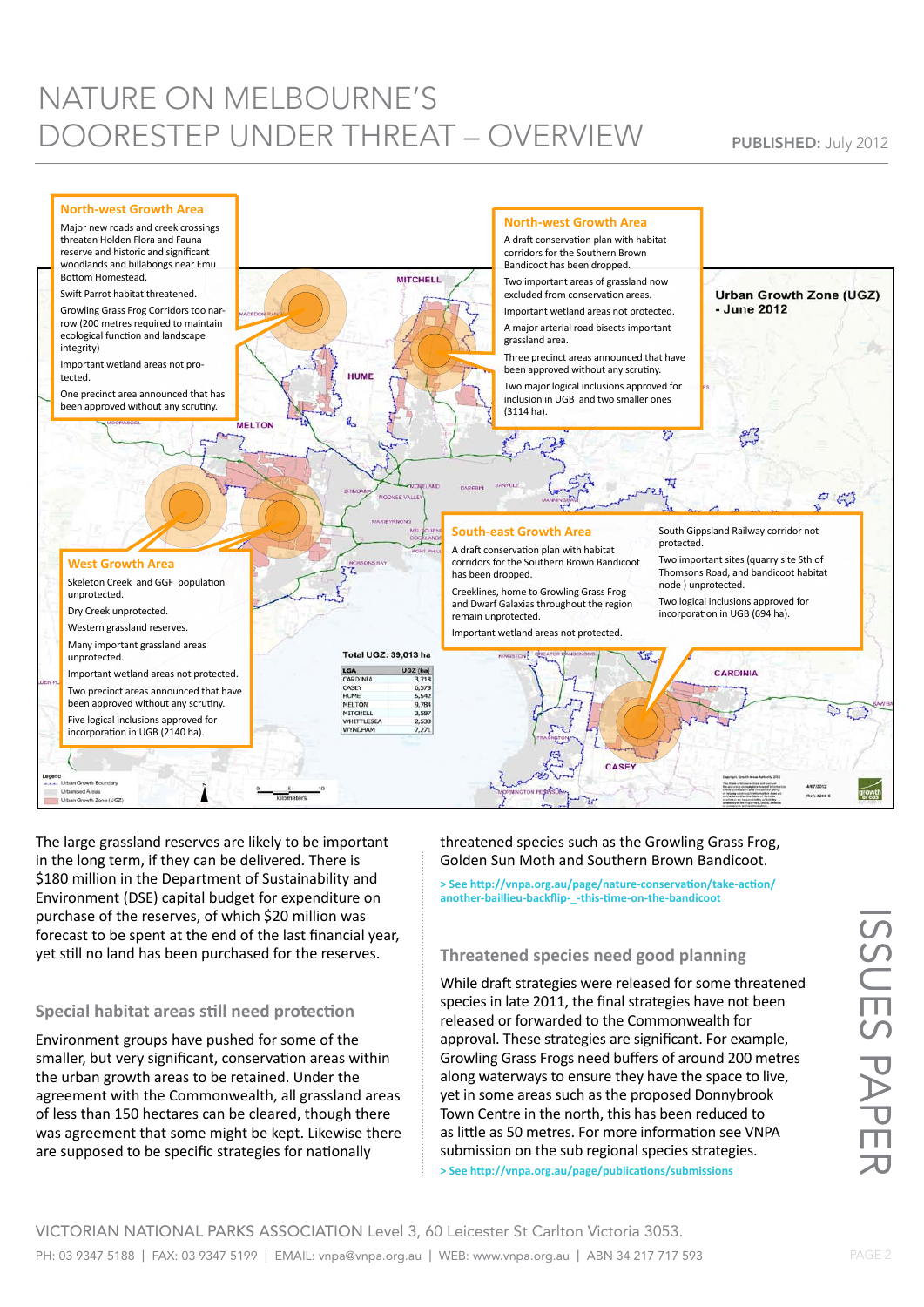# NATURE ON MELBOURNE'S DOORESTEP UNDER THREAT – OVERVIEW

**PUBLISHED:** July 2012

### North-west Growth Area

Major new roads and creek crossings threaten Holden Flora and Fauna reserve and historic and significant woodlands and billabongs near Emu Bottom Homestead.

Swift Parrot habitat threatened.

Growling Grass Frog Corridors too narrow (200 metres required to maintain ecological function and landscape integrity)

Important wetland areas not protected.

One precinct area announced that has been approved without any scrutiny.

### North-west Growth Area

A draft conservation plan with habitat corridors for the Southern Brown Bandicoot has been dropped.

Two important areas of grassland now excluded from conservation areas.

Important wetland areas not protected.

A major arterial road bisects important grassland area.

Three precinct areas announced that have been approved without any scrutiny.

Two major logical inclusions approved for inclusion in UGB and two smaller ones (3114 ha).

**Urban Growth Zone (UGZ) - June 2012**

### West Growth Area

Skeleton Creek and GGF population unprotected.

Dry Creek unprotected.

Western grassland reserves.

Many important grassland areas unprotected.

Important wetland areas not protected.

Two precinct areas announced that have been approved without any scrutiny.

Five logical inclusions approved for incorporation in UGB (2140 ha).

### South-east Growth Area

A draft conservation plan with habitat corridors for the Southern Brown Bandicoot has been dropped.

Creeklines, home to Growling Grass Frog and Dwarf Galaxias throughout the region remain unprotected.

Important wetland areas not protected.

South Gippsland Railway corridor not protected.

Two important sites (quarry site Sth of Thomsons Road, and bandicoot habitat node ) unprotected.

Two logical inclusions approved for incorporation in UGB (694 ha).

**Total UGZ: 39,013 ha**

| LGA | UGZ (ha) |
|---|---|
| CARDINIA | 3,718 |
| CASEY | 6,578 |
| HUME | 5,542 |
| MELTON | 9,784 |
| MITCHELL | 3,587 |
| WHITTLESEA | 2,533 |
| WYNDHAM | 7,271 |

The large grassland reserves are likely to be important in the long term, if they can be delivered. There is $180 million in the Department of Sustainability and Environment (DSE) capital budget for expenditure on purchase of the reserves, of which $20 million was forecast to be spent at the end of the last financial year, yet still no land has been purchased for the reserves.

## Special habitat areas still need protection

Environment groups have pushed for some of the smaller, but very significant, conservation areas within the urban growth areas to be retained. Under the agreement with the Commonwealth, all grassland areas of less than 150 hectares can be cleared, though there was agreement that some might be kept. Likewise there are supposed to be specific strategies for nationally threatened species such as the Growling Grass Frog, Golden Sun Moth and Southern Brown Bandicoot.

> See http://vnpa.org.au/page/nature-conservation/take-action/another-baillieu-backflip-_-this-time-on-the-bandicoot

## Threatened species need good planning

While draft strategies were released for some threatened species in late 2011, the final strategies have not been released or forwarded to the Commonwealth for approval. These strategies are significant. For example, Growling Grass Frogs need buffers of around 200 metres along waterways to ensure they have the space to live, yet in some areas such as the proposed Donnybrook Town Centre in the north, this has been reduced to as little as 50 metres. For more information see VNPA submission on the sub regional species strategies.

> See http://vnpa.org.au/page/publications/submissions

ISSUES PAPER

VICTORIAN NATIONAL PARKS ASSOCIATION Level 3, 60 Leicester St Carlton Victoria 3053.
PH: 03 9347 5188 | FAX: 03 9347 5199 | EMAIL: vnpa@vnpa.org.au | WEB: www.vnpa.org.au | ABN 34 217 717 593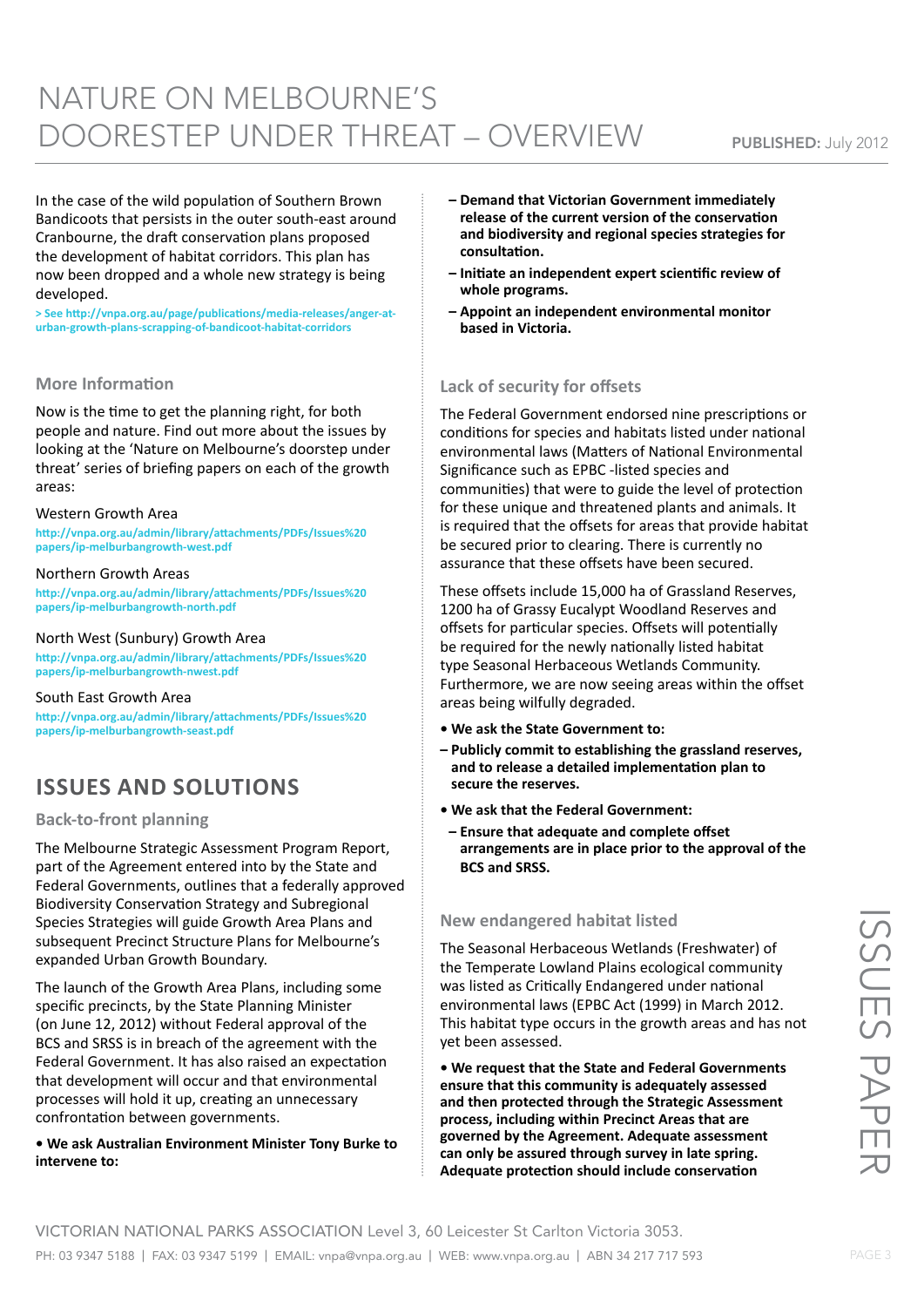In the case of the wild population of Southern Brown Bandicoots that persists in the outer south-east around Cranbourne, the draft conservation plans proposed the development of habitat corridors. This plan has now been dropped and a whole new strategy is being developed.

> See http://vnpa.org.au/page/publications/media-releases/anger-at-urban-growth-plans-scrapping-of-bandicoot-habitat-corridors

### More Information

Now is the time to get the planning right, for both people and nature. Find out more about the issues by looking at the 'Nature on Melbourne's doorstep under threat' series of briefing papers on each of the growth areas:

Western Growth Area
http://vnpa.org.au/admin/library/attachments/PDFs/Issues%20papers/ip-melburbangrowth-west.pdf

Northern Growth Areas
http://vnpa.org.au/admin/library/attachments/PDFs/Issues%20papers/ip-melburbangrowth-north.pdf

North West (Sunbury) Growth Area
http://vnpa.org.au/admin/library/attachments/PDFs/Issues%20papers/ip-melburbangrowth-nwest.pdf

South East Growth Area
http://vnpa.org.au/admin/library/attachments/PDFs/Issues%20papers/ip-melburbangrowth-seast.pdf

## ISSUES AND SOLUTIONS

### Back-to-front planning

The Melbourne Strategic Assessment Program Report, part of the Agreement entered into by the State and Federal Governments, outlines that a federally approved Biodiversity Conservation Strategy and Subregional Species Strategies will guide Growth Area Plans and subsequent Precinct Structure Plans for Melbourne's expanded Urban Growth Boundary.

The launch of the Growth Area Plans, including some specific precincts, by the State Planning Minister (on June 12, 2012) without Federal approval of the BCS and SRSS is in breach of the agreement with the Federal Government. It has also raised an expectation that development will occur and that environmental processes will hold it up, creating an unnecessary confrontation between governments.

- **We ask Australian Environment Minister Tony Burke to intervene to:**
  - **Demand that Victorian Government immediately release of the current version of the conservation and biodiversity and regional species strategies for consultation.**
  - **Initiate an independent expert scientific review of whole programs.**
  - **Appoint an independent environmental monitor based in Victoria.**

### Lack of security for offsets

The Federal Government endorsed nine prescriptions or conditions for species and habitats listed under national environmental laws (Matters of National Environmental Significance such as EPBC -listed species and communities) that were to guide the level of protection for these unique and threatened plants and animals. It is required that the offsets for areas that provide habitat be secured prior to clearing. There is currently no assurance that these offsets have been secured.

These offsets include 15,000 ha of Grassland Reserves, 1200 ha of Grassy Eucalypt Woodland Reserves and offsets for particular species. Offsets will potentially be required for the newly nationally listed habitat type Seasonal Herbaceous Wetlands Community. Furthermore, we are now seeing areas within the offset areas being wilfully degraded.

- **We ask the State Government to:**
  - **Publicly commit to establishing the grassland reserves, and to release a detailed implementation plan to secure the reserves.**
- **We ask that the Federal Government:**
  - **Ensure that adequate and complete offset arrangements are in place prior to the approval of the BCS and SRSS.**

### New endangered habitat listed

The Seasonal Herbaceous Wetlands (Freshwater) of the Temperate Lowland Plains ecological community was listed as Critically Endangered under national environmental laws (EPBC Act (1999) in March 2012. This habitat type occurs in the growth areas and has not yet been assessed.

- **We request that the State and Federal Governments ensure that this community is adequately assessed and then protected through the Strategic Assessment process, including within Precinct Areas that are governed by the Agreement. Adequate assessment can only be assured through survey in late spring. Adequate protection should include conservation**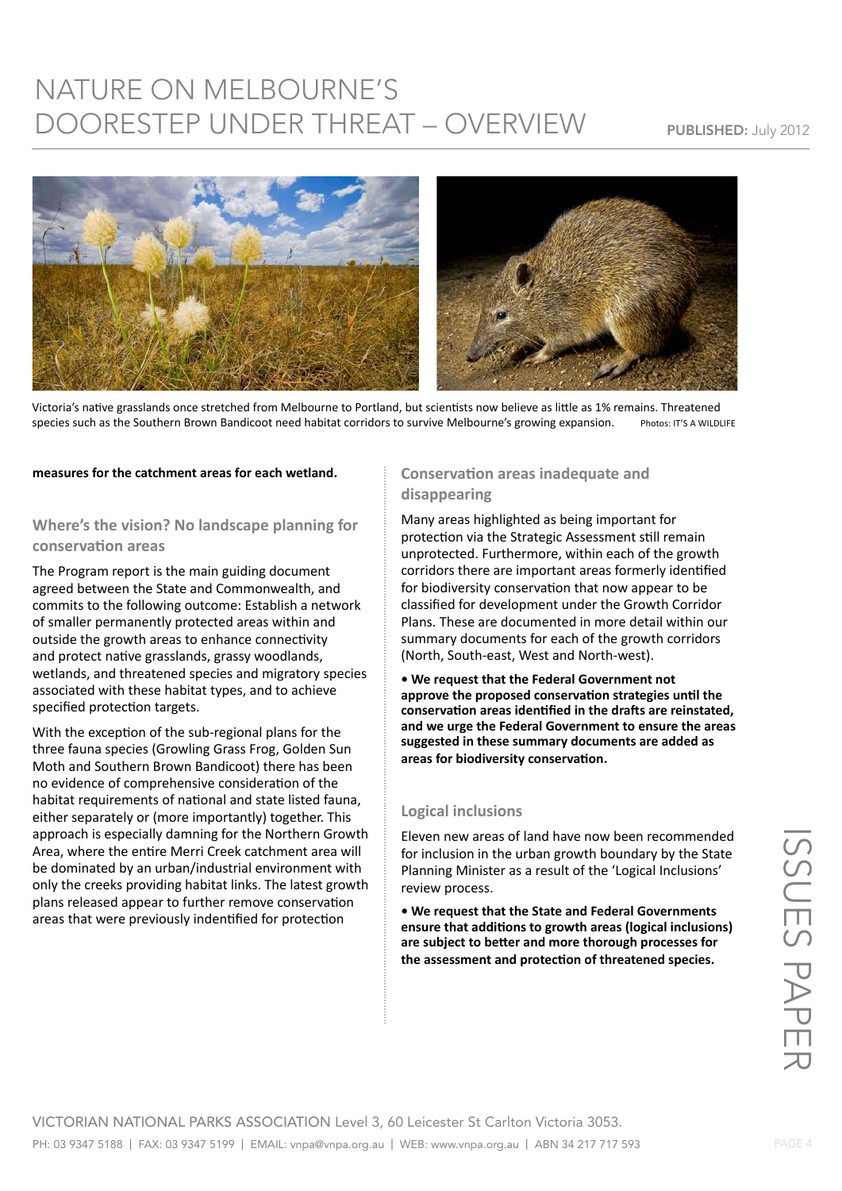# NATURE ON MELBOURNE'S DOORESTEP UNDER THREAT – OVERVIEW

**PUBLISHED:** July 2012

Victoria's native grasslands once stretched from Melbourne to Portland, but scientists now believe as little as 1% remains. Threatened species such as the Southern Brown Bandicoot need habitat corridors to survive Melbourne's growing expansion. Photos: IT'S A WILDLIFE

**measures for the catchment areas for each wetland.**

## Where's the vision? No landscape planning for conservation areas

The Program report is the main guiding document agreed between the State and Commonwealth, and commits to the following outcome: Establish a network of smaller permanently protected areas within and outside the growth areas to enhance connectivity and protect native grasslands, grassy woodlands, wetlands, and threatened species and migratory species associated with these habitat types, and to achieve specified protection targets.

With the exception of the sub-regional plans for the three fauna species (Growling Grass Frog, Golden Sun Moth and Southern Brown Bandicoot) there has been no evidence of comprehensive consideration of the habitat requirements of national and state listed fauna, either separately or (more importantly) together. This approach is especially damning for the Northern Growth Area, where the entire Merri Creek catchment area will be dominated by an urban/industrial environment with only the creeks providing habitat links. The latest growth plans released appear to further remove conservation areas that were previously indentified for protection

## Conservation areas inadequate and disappearing

Many areas highlighted as being important for protection via the Strategic Assessment still remain unprotected. Furthermore, within each of the growth corridors there are important areas formerly identified for biodiversity conservation that now appear to be classified for development under the Growth Corridor Plans. These are documented in more detail within our summary documents for each of the growth corridors (North, South-east, West and North-west).

- **We request that the Federal Government not approve the proposed conservation strategies until the conservation areas identified in the drafts are reinstated, and we urge the Federal Government to ensure the areas suggested in these summary documents are added as areas for biodiversity conservation.**

## Logical inclusions

Eleven new areas of land have now been recommended for inclusion in the urban growth boundary by the State Planning Minister as a result of the 'Logical Inclusions' review process.

- **We request that the State and Federal Governments ensure that additions to growth areas (logical inclusions) are subject to better and more thorough processes for the assessment and protection of threatened species.**

ISSUES PAPER

VICTORIAN NATIONAL PARKS ASSOCIATION Level 3, 60 Leicester St Carlton Victoria 3053.
PH: 03 9347 5188 | FAX: 03 9347 5199 | EMAIL: vnpa@vnpa.org.au | WEB: www.vnpa.org.au | ABN 34 217 717 593